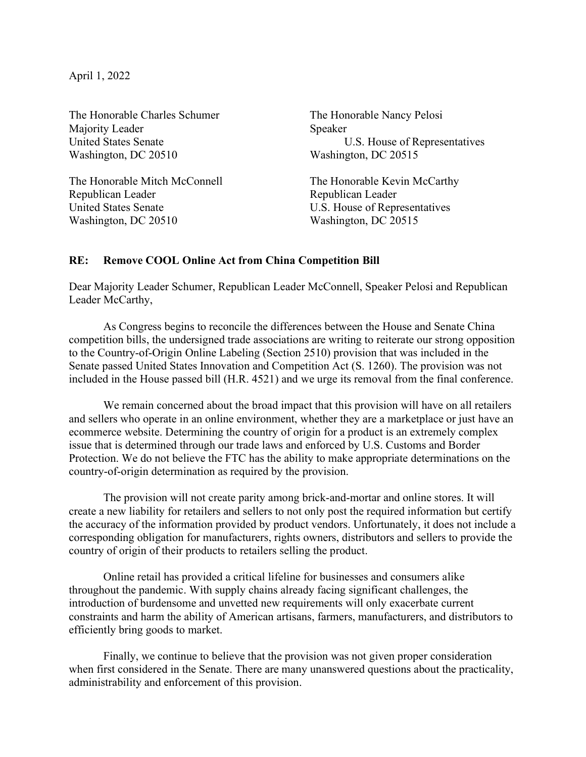April 1, 2022

The Honorable Charles Schumer
Majority Leader
United States Senate
Washington, DC 20510

The Honorable Mitch McConnell
Republican Leader
United States Senate
Washington, DC 20510

The Honorable Nancy Pelosi
Speaker
U.S. House of Representatives
Washington, DC 20515

The Honorable Kevin McCarthy
Republican Leader
U.S. House of Representatives
Washington, DC 20515

**RE: Remove COOL Online Act from China Competition Bill**

Dear Majority Leader Schumer, Republican Leader McConnell, Speaker Pelosi and Republican Leader McCarthy,

As Congress begins to reconcile the differences between the House and Senate China competition bills, the undersigned trade associations are writing to reiterate our strong opposition to the Country-of-Origin Online Labeling (Section 2510) provision that was included in the Senate passed United States Innovation and Competition Act (S. 1260). The provision was not included in the House passed bill (H.R. 4521) and we urge its removal from the final conference.

We remain concerned about the broad impact that this provision will have on all retailers and sellers who operate in an online environment, whether they are a marketplace or just have an ecommerce website. Determining the country of origin for a product is an extremely complex issue that is determined through our trade laws and enforced by U.S. Customs and Border Protection. We do not believe the FTC has the ability to make appropriate determinations on the country-of-origin determination as required by the provision.

The provision will not create parity among brick-and-mortar and online stores. It will create a new liability for retailers and sellers to not only post the required information but certify the accuracy of the information provided by product vendors. Unfortunately, it does not include a corresponding obligation for manufacturers, rights owners, distributors and sellers to provide the country of origin of their products to retailers selling the product.

Online retail has provided a critical lifeline for businesses and consumers alike throughout the pandemic. With supply chains already facing significant challenges, the introduction of burdensome and unvetted new requirements will only exacerbate current constraints and harm the ability of American artisans, farmers, manufacturers, and distributors to efficiently bring goods to market.

Finally, we continue to believe that the provision was not given proper consideration when first considered in the Senate. There are many unanswered questions about the practicality, administrability and enforcement of this provision.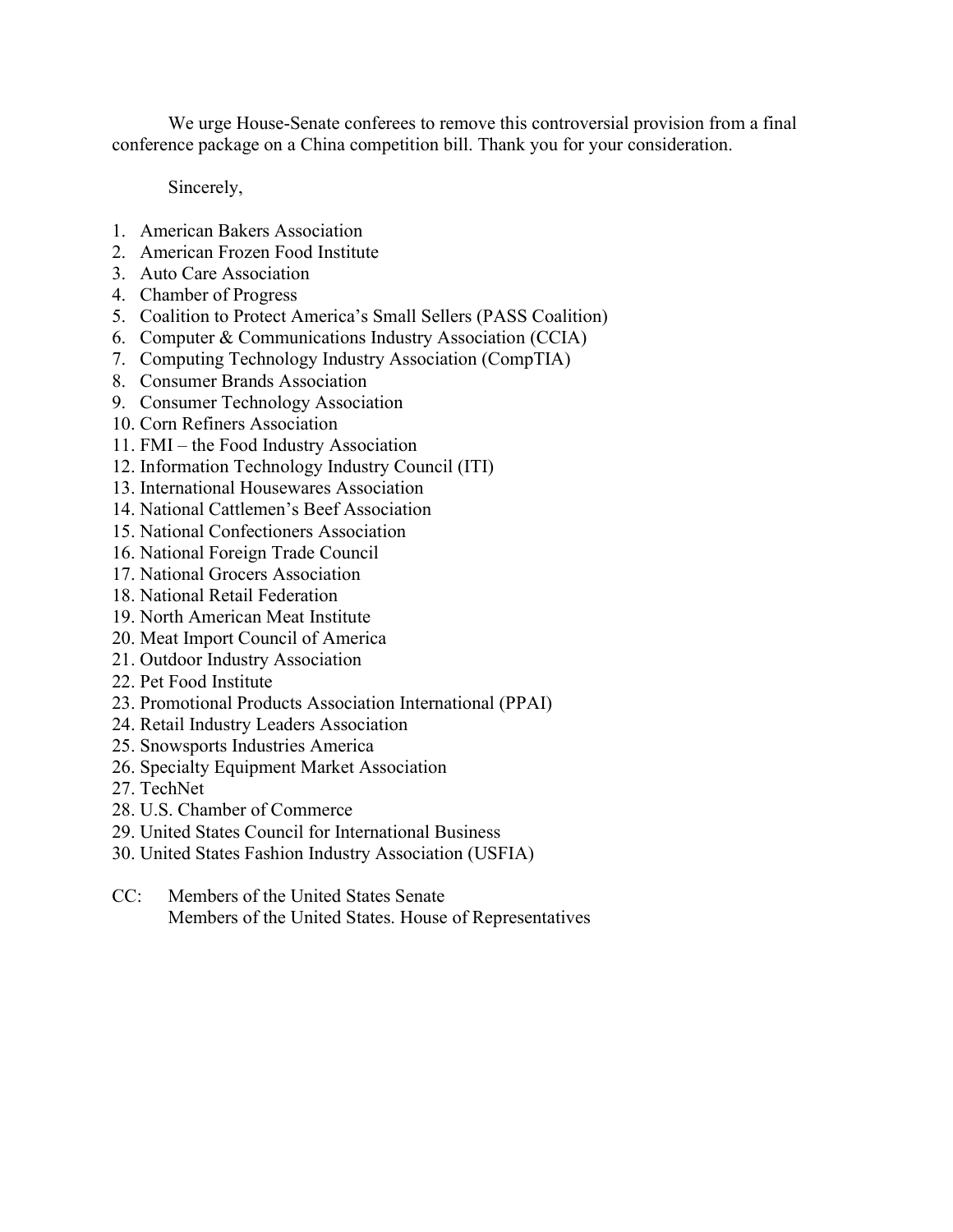We urge House-Senate conferees to remove this controversial provision from a final conference package on a China competition bill. Thank you for your consideration.

Sincerely,

1. American Bakers Association
2. American Frozen Food Institute
3. Auto Care Association
4. Chamber of Progress
5. Coalition to Protect America's Small Sellers (PASS Coalition)
6. Computer & Communications Industry Association (CCIA)
7. Computing Technology Industry Association (CompTIA)
8. Consumer Brands Association
9. Consumer Technology Association
10. Corn Refiners Association
11. FMI – the Food Industry Association
12. Information Technology Industry Council (ITI)
13. International Housewares Association
14. National Cattlemen's Beef Association
15. National Confectioners Association
16. National Foreign Trade Council
17. National Grocers Association
18. National Retail Federation
19. North American Meat Institute
20. Meat Import Council of America
21. Outdoor Industry Association
22. Pet Food Institute
23. Promotional Products Association International (PPAI)
24. Retail Industry Leaders Association
25. Snowsports Industries America
26. Specialty Equipment Market Association
27. TechNet
28. U.S. Chamber of Commerce
29. United States Council for International Business
30. United States Fashion Industry Association (USFIA)

CC: Members of the United States Senate
Members of the United States. House of Representatives